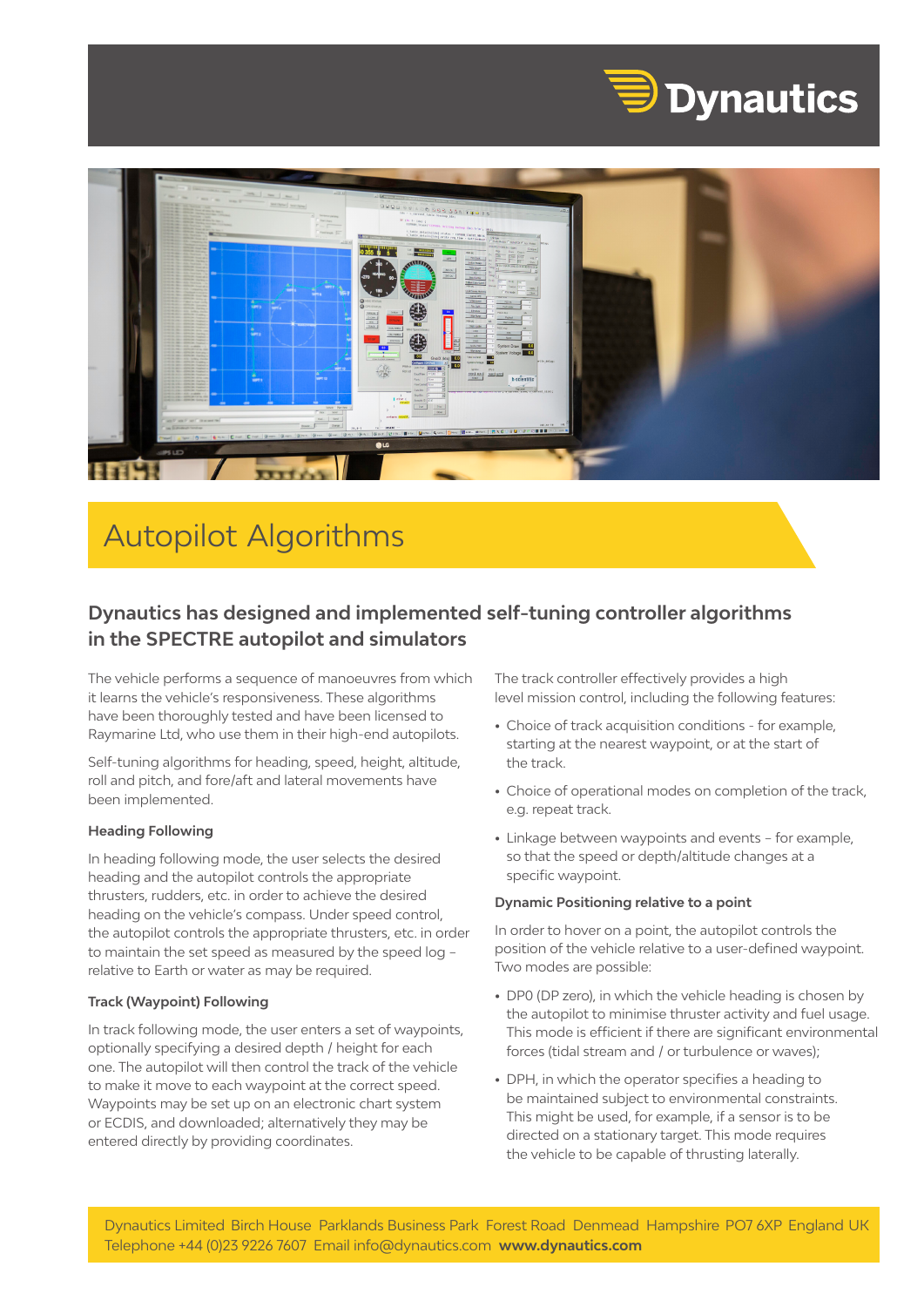Dynautics

# Autopilot Algorithms

## Dynautics has designed and implemented self-tuning controller algorithms in the SPECTRE autopilot and simulators

The vehicle performs a sequence of manoeuvres from which it learns the vehicle's responsiveness. These algorithms have been thoroughly tested and have been licensed to Raymarine Ltd, who use them in their high-end autopilots.

Self-tuning algorithms for heading, speed, height, altitude, roll and pitch, and fore/aft and lateral movements have been implemented.

### Heading Following

In heading following mode, the user selects the desired heading and the autopilot controls the appropriate thrusters, rudders, etc. in order to achieve the desired heading on the vehicle's compass. Under speed control, the autopilot controls the appropriate thrusters, etc. in order to maintain the set speed as measured by the speed log – relative to Earth or water as may be required.

### Track (Waypoint) Following

In track following mode, the user enters a set of waypoints, optionally specifying a desired depth / height for each one. The autopilot will then control the track of the vehicle to make it move to each waypoint at the correct speed. Waypoints may be set up on an electronic chart system or ECDIS, and downloaded; alternatively they may be entered directly by providing coordinates.

The track controller effectively provides a high level mission control, including the following features:

- Choice of track acquisition conditions - for example, starting at the nearest waypoint, or at the start of the track.
- Choice of operational modes on completion of the track, e.g. repeat track.
- Linkage between waypoints and events – for example, so that the speed or depth/altitude changes at a specific waypoint.

### Dynamic Positioning relative to a point

In order to hover on a point, the autopilot controls the position of the vehicle relative to a user-defined waypoint. Two modes are possible:

- DP0 (DP zero), in which the vehicle heading is chosen by the autopilot to minimise thruster activity and fuel usage. This mode is efficient if there are significant environmental forces (tidal stream and / or turbulence or waves);
- DPH, in which the operator specifies a heading to be maintained subject to environmental constraints. This might be used, for example, if a sensor is to be directed on a stationary target. This mode requires the vehicle to be capable of thrusting laterally.

Dynautics Limited Birch House Parklands Business Park Forest Road Denmead Hampshire PO7 6XP England UK
Telephone +44 (0)23 9226 7607 Email info@dynautics.com **www.dynautics.com**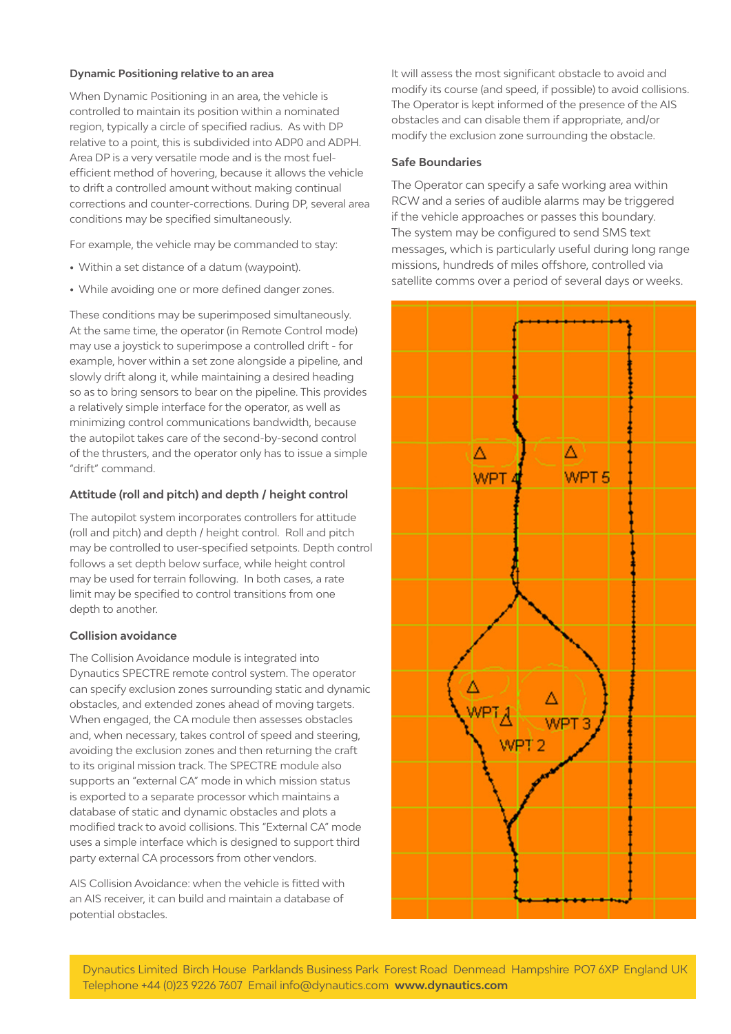### Dynamic Positioning relative to an area

When Dynamic Positioning in an area, the vehicle is controlled to maintain its position within a nominated region, typically a circle of specified radius. As with DP relative to a point, this is subdivided into ADP0 and ADPH. Area DP is a very versatile mode and is the most fuel-efficient method of hovering, because it allows the vehicle to drift a controlled amount without making continual corrections and counter-corrections. During DP, several area conditions may be specified simultaneously.

For example, the vehicle may be commanded to stay:

- Within a set distance of a datum (waypoint).
- While avoiding one or more defined danger zones.

These conditions may be superimposed simultaneously. At the same time, the operator (in Remote Control mode) may use a joystick to superimpose a controlled drift - for example, hover within a set zone alongside a pipeline, and slowly drift along it, while maintaining a desired heading so as to bring sensors to bear on the pipeline. This provides a relatively simple interface for the operator, as well as minimizing control communications bandwidth, because the autopilot takes care of the second-by-second control of the thrusters, and the operator only has to issue a simple "drift" command.

### Attitude (roll and pitch) and depth / height control

The autopilot system incorporates controllers for attitude (roll and pitch) and depth / height control. Roll and pitch may be controlled to user-specified setpoints. Depth control follows a set depth below surface, while height control may be used for terrain following. In both cases, a rate limit may be specified to control transitions from one depth to another.

### Collision avoidance

The Collision Avoidance module is integrated into Dynautics SPECTRE remote control system. The operator can specify exclusion zones surrounding static and dynamic obstacles, and extended zones ahead of moving targets. When engaged, the CA module then assesses obstacles and, when necessary, takes control of speed and steering, avoiding the exclusion zones and then returning the craft to its original mission track. The SPECTRE module also supports an "external CA" mode in which mission status is exported to a separate processor which maintains a database of static and dynamic obstacles and plots a modified track to avoid collisions. This "External CA" mode uses a simple interface which is designed to support third party external CA processors from other vendors.

AIS Collision Avoidance: when the vehicle is fitted with an AIS receiver, it can build and maintain a database of potential obstacles.

It will assess the most significant obstacle to avoid and modify its course (and speed, if possible) to avoid collisions. The Operator is kept informed of the presence of the AIS obstacles and can disable them if appropriate, and/or modify the exclusion zone surrounding the obstacle.

### Safe Boundaries

The Operator can specify a safe working area within RCW and a series of audible alarms may be triggered if the vehicle approaches or passes this boundary. The system may be configured to send SMS text messages, which is particularly useful during long range missions, hundreds of miles offshore, controlled via satellite comms over a period of several days or weeks.

WPT 4
WPT 5
WPT 1
WPT 2
WPT 3

Dynautics Limited Birch House Parklands Business Park Forest Road Denmead Hampshire PO7 6XP England UK
Telephone +44 (0)23 9226 7607 Email info@dynautics.com **www.dynautics.com**